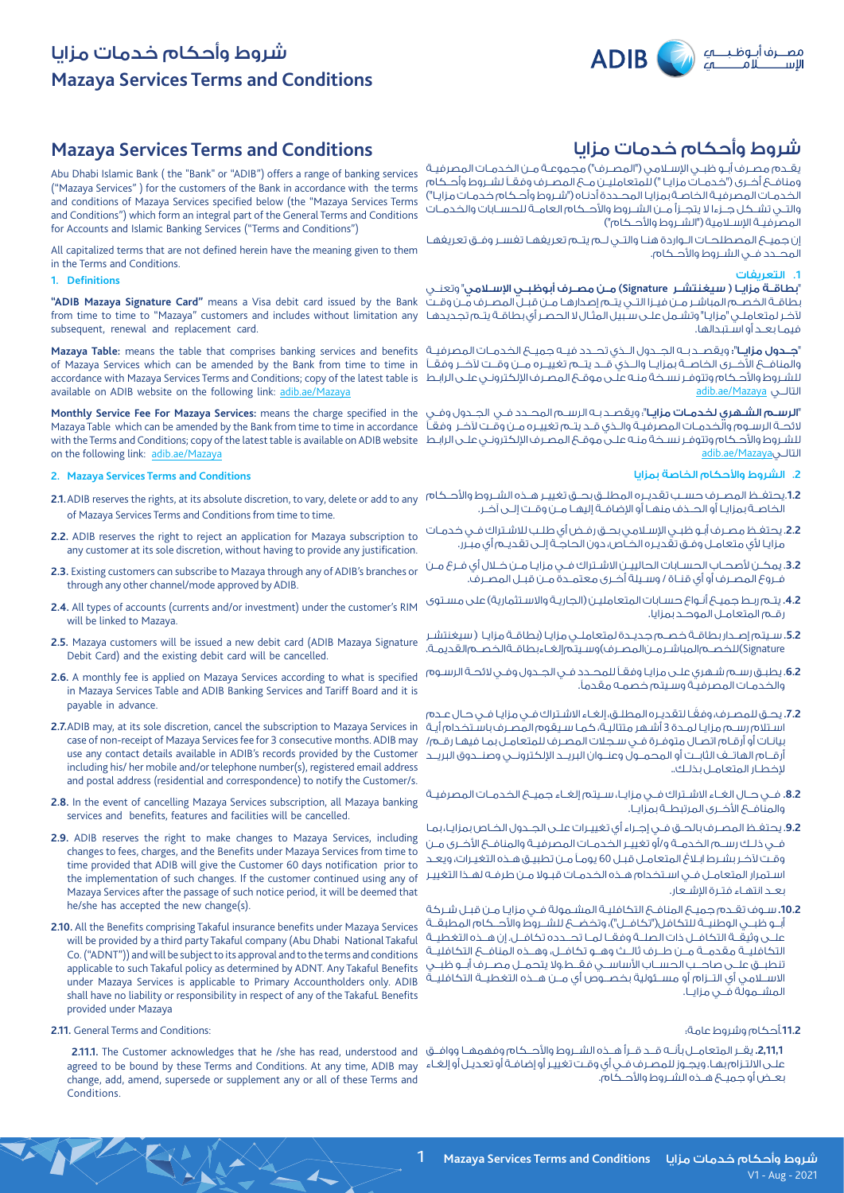# Mazaya Services Terms and Conditions

Abu Dhabi Islamic Bank ( the "Bank" or "ADIB") offers a range of banking services ("Mazaya Services" ) for the customers of the Bank in accordance with the terms and conditions of Mazaya Services specified below (the "Mazaya Services Terms and Conditions") which form an integral part of the General Terms and Conditions for Accounts and Islamic Banking Services ("Terms and Conditions")

All capitalized terms that are not defined herein have the meaning given to them in the Terms and Conditions.

## 1. Definitions

**"ADIB Mazaya Signature Card"** means a Visa debit card issued by the Bank from time to time to "Mazaya" customers and includes without limitation any subsequent, renewal and replacement card.

**Mazaya Table:** means the table that comprises banking services and benefits of Mazaya Services which can be amended by the Bank from time to time in accordance with Mazaya Services Terms and Conditions; copy of the latest table is available on ADIB website on the following link: adib.ae/Mazaya

**Monthly Service Fee For Mazaya Services:** means the charge specified in the Mazaya Table which can be amended by the Bank from time to time in accordance with the Terms and Conditions; copy of the latest table is available on ADIB website on the following link: adib.ae/Mazaya

## 2. Mazaya Services Terms and Conditions

**2.1.** ADIB reserves the rights, at its absolute discretion, to vary, delete or add to any of Mazaya Services Terms and Conditions from time to time.

**2.2.** ADIB reserves the right to reject an application for Mazaya subscription to any customer at its sole discretion, without having to provide any justification.

**2.3.** Existing customers can subscribe to Mazaya through any of ADIB's branches or through any other channel/mode approved by ADIB.

**2.4.** All types of accounts (currents and/or investment) under the customer's RIM will be linked to Mazaya.

**2.5.** Mazaya customers will be issued a new debit card (ADIB Mazaya Signature Debit Card) and the existing debit card will be cancelled.

**2.6.** A monthly fee is applied on Mazaya Services according to what is specified in Mazaya Services Table and ADIB Banking Services and Tariff Board and it is payable in advance.

**2.7.** ADIB may, at its sole discretion, cancel the subscription to Mazaya Services in case of non-receipt of Mazaya Services fee for 3 consecutive months. ADIB may use any contact details available in ADIB's records provided by the Customer including his/ her mobile and/or telephone number(s), registered email address and postal address (residential and correspondence) to notify the Customer/s.

**2.8.** In the event of cancelling Mazaya Services subscription, all Mazaya banking services and benefits, features and facilities will be cancelled.

**2.9.** ADIB reserves the right to make changes to Mazaya Services, including changes to fees, charges, and the Benefits under Mazaya Services from time to time provided that ADIB will give the Customer 60 days notification prior to the implementation of such changes. If the customer continued using any of Mazaya Services after the passage of such notice period, it will be deemed that he/she has accepted the new change(s).

**2.10.** All the Benefits comprising Takaful insurance benefits under Mazaya Services will be provided by a third party Takaful company (Abu Dhabi National Takaful Co. ("ADNT")) and will be subject to its approval and to the terms and conditions applicable to such Takaful policy as determined by ADNT. Any Takaful Benefits under Mazaya Services is applicable to Primary Accountholders only. ADIB shall have no liability or responsibility in respect of any of the Takaful Benefits provided under Mazaya

**2.11.** General Terms and Conditions:

**2.11.1.** The Customer acknowledges that he /she has read, understood and agreed to be bound by these Terms and Conditions. At any time, ADIB may change, add, amend, supersede or supplement any or all of these Terms and Conditions.

# شروط وأحكام خدمات مزايا

يقـدم مصـرف أبـو ظبـي الإسـلامي ("المصـرف") مجموعـة مـن الخدمـات المصرفيـة ومنافـع أخـرى ("خدمـات مزايـا ") للمتعامليـن مـع المصـرف وفقـاً لشـروط وأحـكام الخدمـات المصرفيـة الخاصـة بمزايـا المحـددة أدنـاه ("شـروط وأحـكام خدمـات مزايـا") والتـي تشـكل جـزءاً لا يتجـزأ مـن الشـروط والأحـكام العامـة للحسـابات والخدمـات المصرفيـة الإسـلامية ("الشـروط والأحـكام")

إن جميـع المصطلحـات الـواردة هنـا والتـي لـم يتـم تعريفهـا تفسـر وفـق تعريفهـا المحـدد فـي الشـروط والأحـكام.

## 1. التعريفات

**"بطاقـة مزايـا ( سيغنتشـر Signature) مـن مصـرف أبوظبـي الإسـلامي"** وتعنـي بطاقـة الخصـم المباشـر مـن فيـزا التـي يتـم إصدارهـا مـن قبـل المصـرف مـن وقـت لآخـر لمتعاملـي "مزايـا" وتشـمل علـى سـبيل المثـال لا الحصـر أي بطاقـة يتـم تجديدهـا فيمـا بعـد أو اسـتبدالها.

**"جـدول مزايـا"**: ويقصـد بـه الجـدول الـذي تحـدد فيـه جميـع الخدمـات المصرفيـة والمنافـع الأخـرى الخاصـة بمزايـا والـذي قـد يتـم تغييـره مـن وقـت لآخـر وفقـاً للشـروط والأحـكام وتتوفـر نسـخة منـه علـى موقـع المصـرف الإلكترونـي علـى الرابـط التالـي: adib.ae/Mazaya

**"الرسـم الشـهري لخدمـات مزايـا"**: ويقصـد بـه الرسـم المحـدد فـي الجـدول وفـي لائحـة الرسـوم والخدمـات المصرفيـة والـذي قـد يتـم تغييـره مـن وقـت لآخـر وفقـاً للشـروط والأحـكام وتتوفـر نسـخة منـه علـى موقـع المصـرف الإلكترونـي علـى الرابـط التالـي adib.ae/Mazaya

## 2. الشروط والأحكام الخاصة بمزايا

**1.2.** يحتفـظ المصـرف حسـب تقديـره المطلـق بحـق تغييـر هـذه الشـروط والأحـكام الخاصـة بمزايـا أو الحـذف منهـا أو الإضافـة إليهـا مـن وقـت إلـى آخـر.

**2.2.** يحتفـظ مصـرف أبـو ظبـي الإسـلامي بحـق رفـض أي طلـب للاشـتراك فـي خدمـات مزايـا لأي متعامـل وفـق تقديـره الخـاص، دون الحاجـة إلـى تقديـم أي مبـرر.

**3.2.** يمكـن لأصحـاب الحسـابات الحالييـن الاشـتراك فـي مزايـا مـن خـلال أي فـرع مـن فـروع المصـرف أو أي قنـاة / وسـيلة أخـرى معتمـدة مـن قبـل المصـرف.

**4.2.** يتـم ربـط جميـع أنـواع حسـابات المتعامليـن (الجاريـة والاسـتثمارية) علـى مسـتوى رقـم المتعامـل الموحـد بمزايـا.

**5.2.** سـيتم إصـدار بطاقـة خصـم جديـدة لمتعاملـي مزايـا (بطاقـة مزايـا ( سيغنتشـر Signature)للخصـم المباشـر مـن المصـرف) وسـيتم إلغـاء بطاقـة الخصـم القديمـة.

**6.2.** يطبـق رسـم شـهري علـى مزايـا وفقـاً للمحـدد فـي الجـدول وفـي لائحـة الرسـوم والخدمـات المصرفيـة وسـيتم خصمـه مقدمـاً.

**7.2.** يحـق للمصـرف، وفقًـا لتقديـره المطلـق، إلغـاء الاشـتراك فـي مزايـا فـي حـال عـدم اسـتلام رسـم مزايـا لمـدة 3 أشـهر متتاليـة، كمـا سـيقوم المصـرف باسـتخدام أيـة بيانـات أو أرقـام اتصـال متوفـرة فـي سـجلات المصـرف للمتعامـل بمـا فيهـا رقـم/ أرقـام الهاتـف الثابـت أو المحمـول وعنـوان البريـد الإلكترونـي وصنـدوق البريـد لإخطـار المتعامـل بذلـك.

**8.2.** فـي حـال الغـاء الاشـتراك فـي مزايـا، سـيتم إلغـاء جميـع الخدمـات المصرفيـة والمنافـع الأخـرى المرتبطـة بمزايـا.

**9.2.** يحتفـظ المصـرف بالحـق فـي إجـراء أي تغييـرات علـى الجـدول الخـاص بمزايـا، بمـا فـي ذلـك رسـم الخدمـة و/أو تغييـر الخدمـات المصرفيـة والمنافـع الأخـرى مـن وقـت لآخـر بشـرط ابـلاغ المتعامـل قبـل 60 يومـاً مـن تطبيـق هـذه التغيـرات، ويعـد اسـتمرار المتعامـل فـي اسـتخدام هـذه الخدمـات قبـولا مـن طرفـه لهـذا التغييـر بعـد انتهـاء فتـرة الإشـعار.

**10.2.** سـوف تقـدم جميـع المنافـع التكافليـة المشـمولة فـي مزايـا مـن قبـل شـركة أبـو ظبـي الوطنيـة للتكافـل("تكافـل")، وتخضـع للشـروط والأحـكام المطبقـة علـى وثيقـة التكافـل ذات الصلـة وفقـاً لمـا تحـدده تكافـل. إن هـذه التغطيـة التكافليـة مقدمـة مـن طـرف ثالـث وهـو تكافـل، وهـذه المنافـع التكافليـة تنطبـق علـى صاحـب الحسـاب الأساسـي فقـط، ولا يتحمـل مصـرف أبـو ظبـي الاسـلامي أي التـزام أو مسـئولية بخصـوص أي مـن هـذه التغطيـة التكافليـة المشـمولة فـي مزايـا.

**11.2** أحكام وشروط عامة:

**2.11.1.** يقـر المتعامـل بأنـه قـد قـرأ هـذه الشـروط والأحـكام وفهمهـا ووافـق علـى الالتـزام بهـا. ويجـوز للمصـرف فـي أي وقـت تغييـر أو إضافـة أو تعديـل أو إلغـاء بعـض أو جميـع هـذه الشـروط والأحـكام.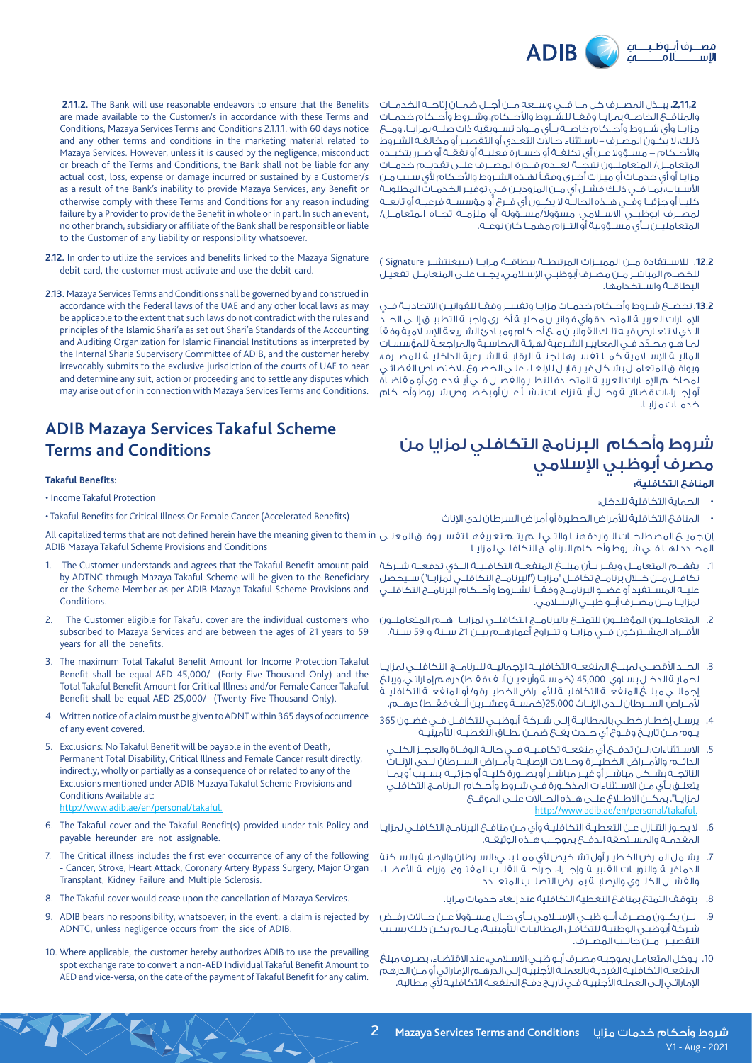**2.11.2.** The Bank will use reasonable endeavors to ensure that the Benefits are made available to the Customer/s in accordance with these Terms and Conditions, Mazaya Services Terms and Conditions 2.1.1.1. with 60 days notice and any other terms and conditions in the marketing material related to Mazaya Services. However, unless it is caused by the negligence, misconduct or breach of the Terms and Conditions, the Bank shall not be liable for any actual cost, loss, expense or damage incurred or sustained by a Customer/s as a result of the Bank's inability to provide Mazaya Services, any Benefit or otherwise comply with these Terms and Conditions for any reason including failure by a Provider to provide the Benefit in whole or in part. In such an event, no other branch, subsidiary or affiliate of the Bank shall be responsible or liable to the Customer of any liability or responsibility whatsoever.

**2.12.** In order to utilize the services and benefits linked to the Mazaya Signature debit card, the customer must activate and use the debit card.

**2.13.** Mazaya Services Terms and Conditions shall be governed by and construed in accordance with the Federal laws of the UAE and any other local laws as may be applicable to the extent that such laws do not contradict with the rules and principles of the Islamic Shari'a as set out Shari'a Standards of the Accounting and Auditing Organization for Islamic Financial Institutions as interpreted by the Internal Sharia Supervisory Committee of ADIB, and the customer hereby irrevocably submits to the exclusive jurisdiction of the courts of UAE to hear and determine any suit, action or proceeding and to settle any disputes which may arise out of or in connection with Mazaya Services Terms and Conditions.

**2،11،2** يبـذل المصـرف كل مـا فـي وسـعه مـن أجـل ضمـان إتاحـة الخدمـات والمنافـع الخاصـة بمزايـا وفقـاً للشـروط والأحـكام، وشـروط وأحـكام خدمـات مزايـا وأي شـروط وأحـكام خاصـة بـأي مـواد تسـويقية ذات صلـة بمزايـا. ومـع ذلـك، لا يكـون المصـرف – باسـتثناء حـالات التعـدي أو التقصيـر أو مخالفـة الشـروط والأحـكام – مسـؤولا عـن أي تكلفـة أو خسـارة فعليـة أو نفقـة أو ضـرر يتكبـده المتعامـل/ المتعاملـون نتيجـة لعـدم قـدرة المصـرف علـى تقديـم خدمـات مزايا أو أي خدمـات أو ميـزات أخـرى وفقـاً لهـذه الشـروط والأحـكام لأي سـبب مـن الأسـباب، بمـا فـي ذلـك فشـل أي مـن المزوديـن فـي توفيـر الخدمـات المطلوبـة كليـاً أو جزئيـا وفـي هـذه الحالـة لا يكـون أي فـرع أو مؤسسـة فرعيـة أو تابعـة لمصـرف ابوظبـي الاسـلامي مسـؤولا/مسـؤولة أو ملزمـة تجـاه المتعامـل/ المتعامليـن بـأي مسـؤولية أو التـزام مهمـا كـان نوعـه.

**12.2** للاسـتفادة مـن المميـزات المرتبطـة ببطاقـة مزايـا (سيغنتشـر Signature ) للخصـم المباشـر مـن مصـرف أبوظبـي الإسـلامي، يجـب علـى المتعامـل تفعيـل البطاقـة واسـتخدامها.

**13.2** تخضـع شـروط وأحـكام خدمـات مزايـا وتفسـر وفقـاً للقوانيـن الاتحاديـة فـي الإمـارات العربيـة المتحـدة وأي قوانيـن محليـة أخـرى واجبـة التطبيـق إلـى الحـد الـذي لا تتعـارض فيـه تلـك القوانيـن مـع أحـكام ومبـادئ الشـريعة الإسـلامية وفقـاً لمـا هـو محـدّد فـي المعاييـر الشـرعية لهيئـة المحاسـبة والمراجعـة للمؤسسـات الماليـة الإسـلامية كمـا تفسـرها لجنـة الرقابـة الشـرعية الداخليـة للمصـرف، ويوافـق المتعامـل بشـكل غيـر قابـل للإلغـاء علـى الخضـوع للاختصـاص القضائـي لمحاكـم الإمـارات العربيـة المتحـدة للنظـر والفصـل فـي أيـة دعـوى أو مقاضـاة أو إجـراءات قضائيـة وحـل أيـة نزاعـات تنشـأ عـن أو بخصـوص شـروط وأحـكام خدمـات مزايـا.

## ADIB Mazaya Services Takaful Scheme Terms and Conditions

**Takaful Benefits:**

- Income Takaful Protection
- Takaful Benefits for Critical Illness Or Female Cancer (Accelerated Benefits)

All capitalized terms that are not defined herein have the meaning given to them in ADIB Mazaya Takaful Scheme Provisions and Conditions

1. The Customer understands and agrees that the Takaful Benefit amount paid by ADTNC through Mazaya Takaful Scheme will be given to the Beneficiary or the Scheme Member as per ADIB Mazaya Takaful Scheme Provisions and Conditions.
2. The Customer eligible for Takaful cover are the individual customers who subscribed to Mazaya Services and are between the ages of 21 years to 59 years for all the benefits.
3. The maximum Total Takaful Benefit Amount for Income Protection Takaful Benefit shall be equal AED 45,000/- (Forty Five Thousand Only) and the Total Takaful Benefit Amount for Critical Illness and/or Female Cancer Takaful Benefit shall be equal AED 25,000/- (Twenty Five Thousand Only).
4. Written notice of a claim must be given to ADNT within 365 days of occurrence of any event covered.
5. Exclusions: No Takaful Benefit will be payable in the event of Death, Permanent Total Disability, Critical Illness and Female Cancer result directly, indirectly, wholly or partially as a consequence of or related to any of the Exclusions mentioned under ADIB Mazaya Takaful Scheme Provisions and Conditions Available at: http://www.adib.ae/en/personal/takaful.
6. The Takaful cover and the Takaful Benefit(s) provided under this Policy and payable hereunder are not assignable.
7. The Critical illness includes the first ever occurrence of any of the following - Cancer, Stroke, Heart Attack, Coronary Artery Bypass Surgery, Major Organ Transplant, Kidney Failure and Multiple Sclerosis.
8. The Takaful cover would cease upon the cancellation of Mazaya Services.
9. ADIB bears no responsibility, whatsoever; in the event, a claim is rejected by ADNTC, unless negligence occurs from the side of ADIB.
10. Where applicable, the customer hereby authorizes ADIB to use the prevailing spot exchange rate to convert a non-AED Individual Takaful Benefit Amount to AED and vice-versa, on the date of the payment of Takaful Benefit for any claim.

## شروط وأحكام البرنامج التكافلي لمزايا من مصرف أبوظبي الإسلامي

**المنافع التكافلية:**

- الحماية التكافلية للدخل.
- المنافع التكافلية للأمراض الخطيرة أو أمراض السرطان لدى الإناث

إن جميـع المصطلحـات الـواردة هنـا والتـي لـم يتـم تعريفهـا تفسـر وفـق المعنـى المحـدد لهـا فـي شـروط وأحـكام البرنامـج التكافلـي لمزايـا

1. يفهـم المتعامـل ويقـر بـأن مبلـغ المنفعـة التكافليـة الـذي تدفعـه شـركة تكافـل مـن خـلال برنامـج تكافـل "مزايـا" ("البرنامـج التكافلـي لمزايـا") سـيحصل عليـه المسـتفيد أو عضـو البرنامـج وفقـاً لشـروط وأحـكام البرنامـج التكافلـي لمزايـا مـن مصـرف أبـو ظبـي الإسـلامي.
2. المتعاملـون المؤهلـون للتمتـع بالبرنامـج التكافلـي لمزايـا هـم المتعاملـون الأفـراد المشـتركون فـي مزايـا و تتـراوح أعمارهـم بيـن 21 سـنة و 59 سـنة.
3. الحـد الأقصـى لمبلـغ المنفعـة التكافليـة الإجماليـة للبرنامـج التكافلـي لمزايـا لحمايـة الدخـل يسـاوي 45,000 (خمسـة وأربعيـن ألـف فقـط) درهـم إماراتـي، ويبلـغ إجمالـي مبلـغ المنفعـة التكافليـة للأمـراض الخطيـرة و/ أو المنفعـة التكافليـة لأمـراض السـرطان لـدى الإنـاث 25,000(خمسـة وعشـرين ألـف فقـط) درهـم.
4. يرسـل إخطـار خطـي بالمطالبـة إلـى شـركة أبوظبـي للتكافـل فـي غضـون 365 يـوم مـن تاريـخ وقـوع أي حـدث يقـع ضمـن نطـاق التغطيـة التأمينيـة.
5. الاسـتثناءات: لـن تدفـع أي منفعـة تكافليـة فـي حالـة الوفـاة والعجـز الكلـي الدائـم والأمـراض الخطيـرة وحـالات الإصابـة بأمـراض السـرطان لـدى الإنـاث الناتجـة بشـكل مباشـر أو غيـر مباشـر أو بصـورة كليـة أو جزئيـة بسـبب أو بمـا يتعلـق بـأي مـن الاسـتثناءات المذكـورة فـي شـروط وأحـكام البرنامـج التكافلـي لمزايـا". يمكـن الاطـلاع علـى هـذه الحـالات علـى الموقـع http://www.adib.ae/en/personal/takaful.
6. لا يجـوز التنـازل عـن التغطيـة التكافليـة وأي مـن منافـع البرنامـج التكافلـي لمزايـا المقدمـة والمسـتحقة الدفـع بموجـب هـذه الوثيقـة.
7. يشـمل المـرض الخطيـر أول تشـخيص لأي ممـا يلـي: السـرطان والإصابـة بالسـكتة الدماغيـة والنوبـات القلبيـة وإجـراء جراحـة القلـب المفتـوح وزراعـة الأعضـاء والفشـل الكلـوي والإصابـة بمـرض التصلـب المتعـدد
8. يتوقف التمتع بمنافع التغطية التكافلية عند إلغاء خدمات مزايا.
9. لـن يكـون مصـرف أبـو ظبـي الإسـلامي بـأي حـال مسـؤولاً عـن حـالات رفـض شـركة أبوظبـي الوطنيـة للتكافـل المطالبـات التأمينيـة، مـا لـم يكـن ذلـك بسـبب التقصيـر مـن جانـب المصـرف.
10. يوكـل المتعامـل بموجبـه مصـرف أبـو ظبـي الاسـلامي، عنـد الاقتضـاء، بصـرف مبلـغ المنفعـة التكافليـة الفرديـة بالعملـة الأجنبيـة إلـى الدرهـم الإماراتـي أو مـن الدرهـم الإماراتـي إلـى العملـة الأجنبيـة فـي تاريـخ دفـع المنفعـة التكافليـة لأي مطالبـة.